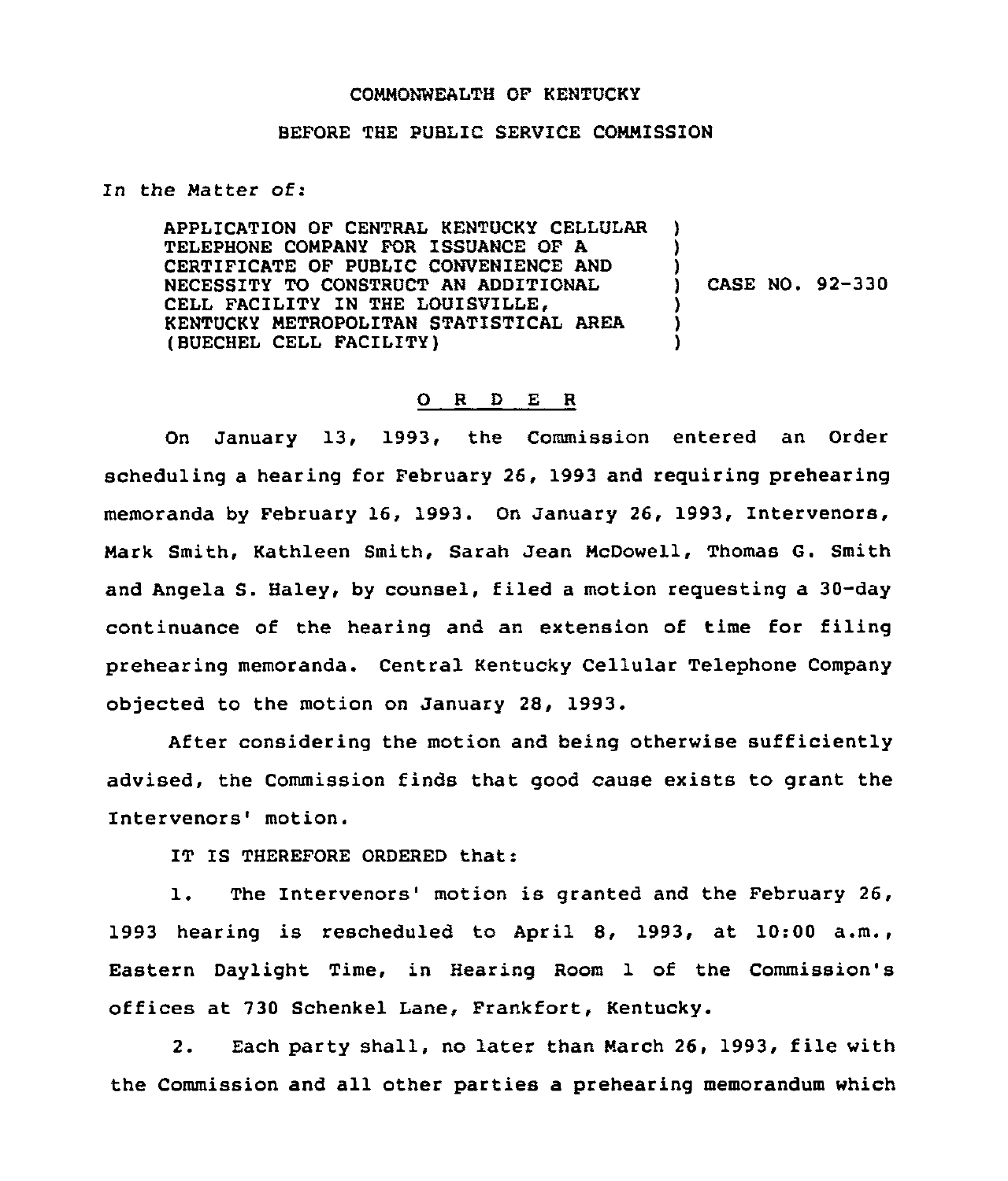COMMONWEALTH OF KENTUCKY

BEFORE THE PUBLIC SERVICE COMMISSION

In the Matter of:

APPLICATION OF CENTRAL KENTUCKY CELLULAR TELEPHONE COMPANY FOR ISSUANCE OF A CERTIFICATE OF PUBLIC CONVENIENCE AND NECESSITY TO CONSTRUCT AN ADDITIONAL CELL FACILITY IN THE LOUISVILLE, KENTUCKY METROPOLITAN STATISTICAL AREA (BUECHEL CELL FACILITY) ) CASE NO. 92-330

O R D E R

On January 13, 1993, the Commission entered an Order scheduling a hearing for February 26, 1993 and requiring prehearing memoranda by February 16, 1993. On January 26, 1993, Intervenors, Mark Smith, Kathleen Smith, Sarah Jean McDowell, Thomas G. Smith and Angela S. Haley, by counsel, filed a motion requesting a 30-day continuance of the hearing and an extension of time for filing prehearing memoranda. Central Kentucky Cellular Telephone Company objected to the motion on January 28, 1993.

After considering the motion and being otherwise sufficiently advised, the Commission finds that good cause exists to grant the Intervenors' motion.

IT IS THEREFORE ORDERED that:

1. The Intervenors' motion is granted and the February 26, 1993 hearing is rescheduled to April 8, 1993, at 10:00 a.m., Eastern Daylight Time, in Hearing Room 1 of the Commission's offices at 730 Schenkel Lane, Frankfort, Kentucky.

2. Each party shall, no later than March 26, 1993, file with the Commission and all other parties a prehearing memorandum which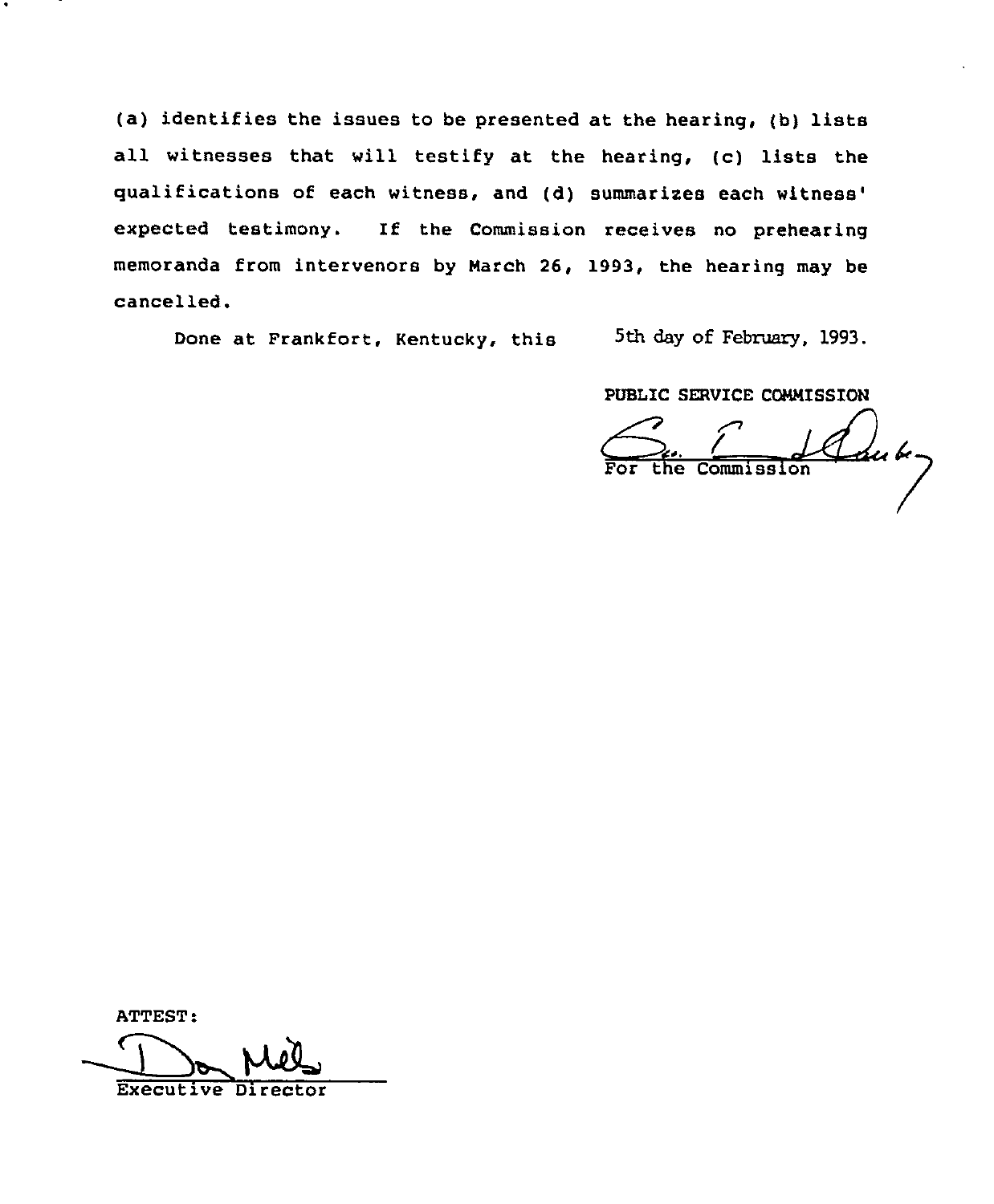(a) identifies the issues to be presented at the hearing, (b) lists all witnesses that will testify at the hearing, (c) lists the qualifications of each witness, and (d) summarizes each witness' expected testimony. If the Commission receives no prehearing memoranda from intervenors by March 26, 1993, the hearing may be cancelled.

Done at Frankfort, Kentucky, this 5th day of February, 1993.

PUBLIC SERVICE COMMISSION

For the Commission

ATTEST:

Executive Director